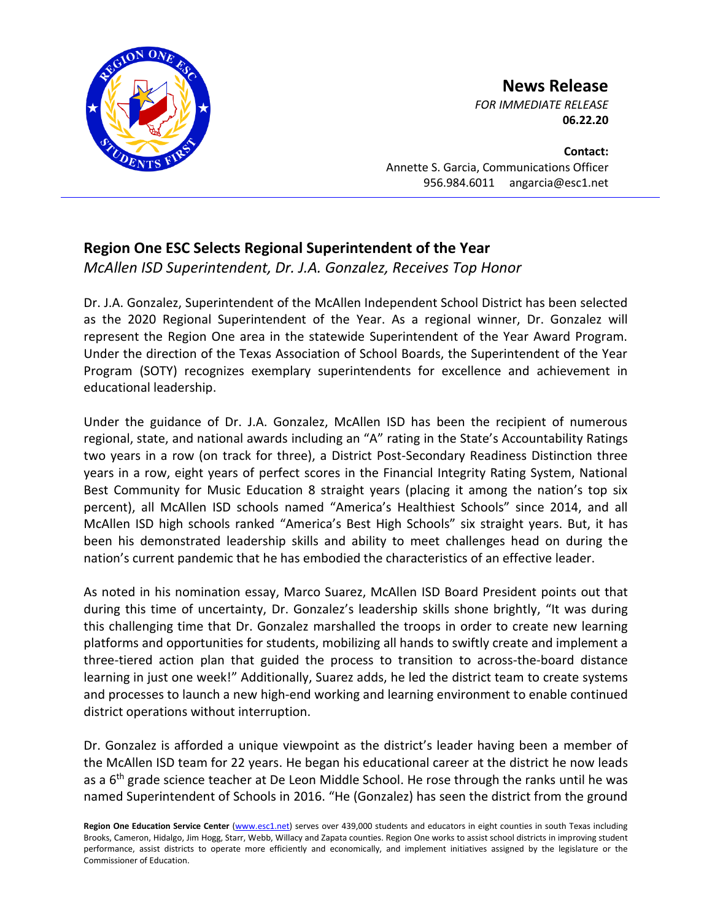# News Release

*FOR IMMEDIATE RELEASE*
**06.22.20**

**Contact:**
Annette S. Garcia, Communications Officer
956.984.6011 angarcia@esc1.net

## Region One ESC Selects Regional Superintendent of the Year

*McAllen ISD Superintendent, Dr. J.A. Gonzalez, Receives Top Honor*

Dr. J.A. Gonzalez, Superintendent of the McAllen Independent School District has been selected as the 2020 Regional Superintendent of the Year. As a regional winner, Dr. Gonzalez will represent the Region One area in the statewide Superintendent of the Year Award Program. Under the direction of the Texas Association of School Boards, the Superintendent of the Year Program (SOTY) recognizes exemplary superintendents for excellence and achievement in educational leadership.

Under the guidance of Dr. J.A. Gonzalez, McAllen ISD has been the recipient of numerous regional, state, and national awards including an "A" rating in the State's Accountability Ratings two years in a row (on track for three), a District Post-Secondary Readiness Distinction three years in a row, eight years of perfect scores in the Financial Integrity Rating System, National Best Community for Music Education 8 straight years (placing it among the nation's top six percent), all McAllen ISD schools named "America's Healthiest Schools" since 2014, and all McAllen ISD high schools ranked "America's Best High Schools" six straight years. But, it has been his demonstrated leadership skills and ability to meet challenges head on during the nation's current pandemic that he has embodied the characteristics of an effective leader.

As noted in his nomination essay, Marco Suarez, McAllen ISD Board President points out that during this time of uncertainty, Dr. Gonzalez's leadership skills shone brightly, "It was during this challenging time that Dr. Gonzalez marshalled the troops in order to create new learning platforms and opportunities for students, mobilizing all hands to swiftly create and implement a three-tiered action plan that guided the process to transition to across-the-board distance learning in just one week!" Additionally, Suarez adds, he led the district team to create systems and processes to launch a new high-end working and learning environment to enable continued district operations without interruption.

Dr. Gonzalez is afforded a unique viewpoint as the district's leader having been a member of the McAllen ISD team for 22 years. He began his educational career at the district he now leads as a 6th grade science teacher at De Leon Middle School. He rose through the ranks until he was named Superintendent of Schools in 2016. "He (Gonzalez) has seen the district from the ground

**Region One Education Service Center** (www.esc1.net) serves over 439,000 students and educators in eight counties in south Texas including Brooks, Cameron, Hidalgo, Jim Hogg, Starr, Webb, Willacy and Zapata counties. Region One works to assist school districts in improving student performance, assist districts to operate more efficiently and economically, and implement initiatives assigned by the legislature or the Commissioner of Education.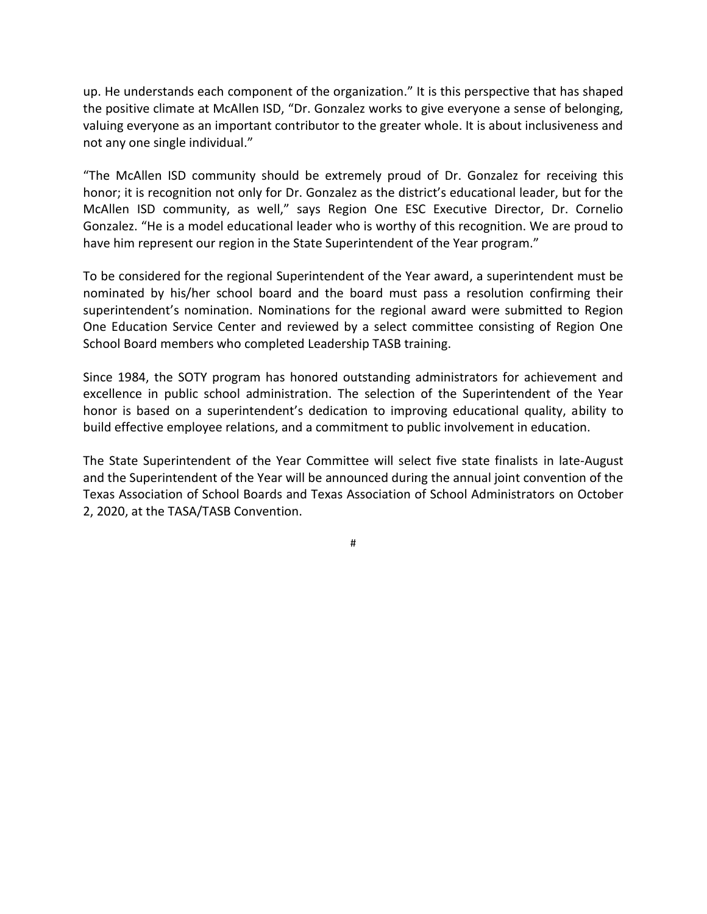up. He understands each component of the organization." It is this perspective that has shaped the positive climate at McAllen ISD, "Dr. Gonzalez works to give everyone a sense of belonging, valuing everyone as an important contributor to the greater whole. It is about inclusiveness and not any one single individual."

"The McAllen ISD community should be extremely proud of Dr. Gonzalez for receiving this honor; it is recognition not only for Dr. Gonzalez as the district's educational leader, but for the McAllen ISD community, as well," says Region One ESC Executive Director, Dr. Cornelio Gonzalez. "He is a model educational leader who is worthy of this recognition. We are proud to have him represent our region in the State Superintendent of the Year program."

To be considered for the regional Superintendent of the Year award, a superintendent must be nominated by his/her school board and the board must pass a resolution confirming their superintendent's nomination. Nominations for the regional award were submitted to Region One Education Service Center and reviewed by a select committee consisting of Region One School Board members who completed Leadership TASB training.

Since 1984, the SOTY program has honored outstanding administrators for achievement and excellence in public school administration. The selection of the Superintendent of the Year honor is based on a superintendent's dedication to improving educational quality, ability to build effective employee relations, and a commitment to public involvement in education.

The State Superintendent of the Year Committee will select five state finalists in late-August and the Superintendent of the Year will be announced during the annual joint convention of the Texas Association of School Boards and Texas Association of School Administrators on October 2, 2020, at the TASA/TASB Convention.

#